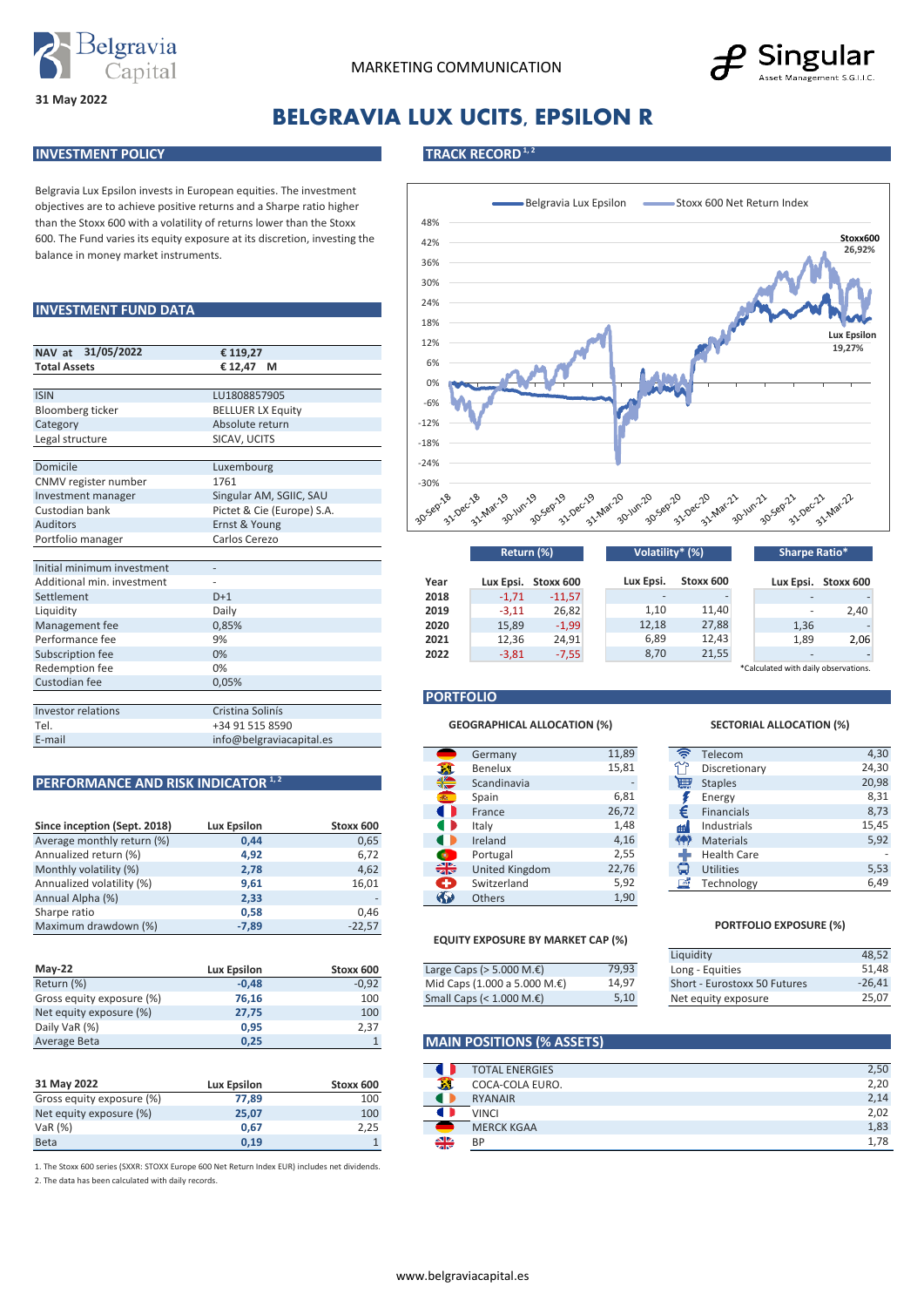31 May 2022

MARKETING COMMUNICATION

# BELGRAVIA LUX UCITS, EPSILON R

## INVESTMENT POLICY

Belgravia Lux Epsilon invests in European equities. The investment objectives are to achieve positive returns and a Sharpe ratio higher than the Stoxx 600 with a volatility of returns lower than the Stoxx 600. The Fund varies its equity exposure at its discretion, investing the balance in money market instruments.

## INVESTMENT FUND DATA

| | |
|---|---|
| NAV at 31/05/2022 | € 119,27 |
| Total Assets | € 12,47 M |
| ISIN | LU1808857905 |
| Bloomberg ticker | BELLUER LX Equity |
| Category | Absolute return |
| Legal structure | SICAV, UCITS |
| Domicile | Luxembourg |
| CNMV register number | 1761 |
| Investment manager | Singular AM, SGIIC, SAU |
| Custodian bank | Pictet & Cie (Europe) S.A. |
| Auditors | Ernst & Young |
| Portfolio manager | Carlos Cerezo |
| Initial minimum investment | - |
| Additional min. investment | - |
| Settlement | D+1 |
| Liquidity | Daily |
| Management fee | 0,85% |
| Performance fee | 9% |
| Subscription fee | 0% |
| Redemption fee | 0% |
| Custodian fee | 0,05% |
| Investor relations | Cristina Solinís |
| Tel. | +34 91 515 8590 |
| E-mail | info@belgraviacapital.es |

## PERFORMANCE AND RISK INDICATOR [1, 2]

| Since inception (Sept. 2018) | Lux Epsilon | Stoxx 600 |
|---|---|---|
| Average monthly return (%) | 0,44 | 0,65 |
| Annualized return (%) | 4,92 | 6,72 |
| Monthly volatility (%) | 2,78 | 4,62 |
| Annualized volatility (%) | 9,61 | 16,01 |
| Annual Alpha (%) | 2,33 | - |
| Sharpe ratio | 0,58 | 0,46 |
| Maximum drawdown (%) | -7,89 | -22,57 |

| May-22 | Lux Epsilon | Stoxx 600 |
|---|---|---|
| Return (%) | -0,48 | -0,92 |
| Gross equity exposure (%) | 76,16 | 100 |
| Net equity exposure (%) | 27,75 | 100 |
| Daily VaR (%) | 0,95 | 2,37 |
| Average Beta | 0,25 | 1 |

| 31 May 2022 | Lux Epsilon | Stoxx 600 |
|---|---|---|
| Gross equity exposure (%) | 77,89 | 100 |
| Net equity exposure (%) | 25,07 | 100 |
| VaR (%) | 0,67 | 2,25 |
| Beta | 0,19 | 1 |

1. The Stoxx 600 series (SXXR: STOXX Europe 600 Net Return Index EUR) includes net dividends.
2. The data has been calculated with daily records.

## TRACK RECORD [1, 2]

Belgravia Lux Epsilon — Stoxx 600 Net Return Index

Stoxx600 26,92%

Lux Epsilon 19,27%

| | Return (%) | | Volatility* (%) | | Sharpe Ratio* | |
|---|---|---|---|---|---|---|
| Year | Lux Epsi. | Stoxx 600 | Lux Epsi. | Stoxx 600 | Lux Epsi. | Stoxx 600 |
| 2018 | -1,71 | -11,57 | - | - | - | - |
| 2019 | -3,11 | 26,82 | 1,10 | 11,40 | - | 2,40 |
| 2020 | 15,89 | -1,99 | 12,18 | 27,88 | 1,36 | - |
| 2021 | 12,36 | 24,91 | 6,89 | 12,43 | 1,89 | 2,06 |
| 2022 | -3,81 | -7,55 | 8,70 | 21,55 | - | - |

*Calculated with daily observations.

## PORTFOLIO

### GEOGRAPHICAL ALLOCATION (%)

| | |
|---|---|
| Germany | 11,89 |
| Benelux | 15,81 |
| Scandinavia | - |
| Spain | 6,81 |
| France | 26,72 |
| Italy | 1,48 |
| Ireland | 4,16 |
| Portugal | 2,55 |
| United Kingdom | 22,76 |
| Switzerland | 5,92 |
| Others | 1,90 |

### SECTORIAL ALLOCATION (%)

| | |
|---|---|
| Telecom | 4,30 |
| Discretionary | 24,30 |
| Staples | 20,98 |
| Energy | 8,31 |
| Financials | 8,73 |
| Industrials | 15,45 |
| Materials | 5,92 |
| Health Care | - |
| Utilities | 5,53 |
| Technology | 6,49 |

### EQUITY EXPOSURE BY MARKET CAP (%)

| | |
|---|---|
| Large Caps (> 5.000 M.€) | 79,93 |
| Mid Caps (1.000 a 5.000 M.€) | 14,97 |
| Small Caps (< 1.000 M.€) | 5,10 |

### PORTFOLIO EXPOSURE (%)

| | |
|---|---|
| Liquidity | 48,52 |
| Long - Equities | 51,48 |
| Short - Eurostoxx 50 Futures | -26,41 |
| Net equity exposure | 25,07 |

## MAIN POSITIONS (% ASSETS)

| | |
|---|---|
| TOTAL ENERGIES | 2,50 |
| COCA-COLA EURO. | 2,20 |
| RYANAIR | 2,14 |
| VINCI | 2,02 |
| MERCK KGAA | 1,83 |
| BP | 1,78 |

www.belgraviacapital.es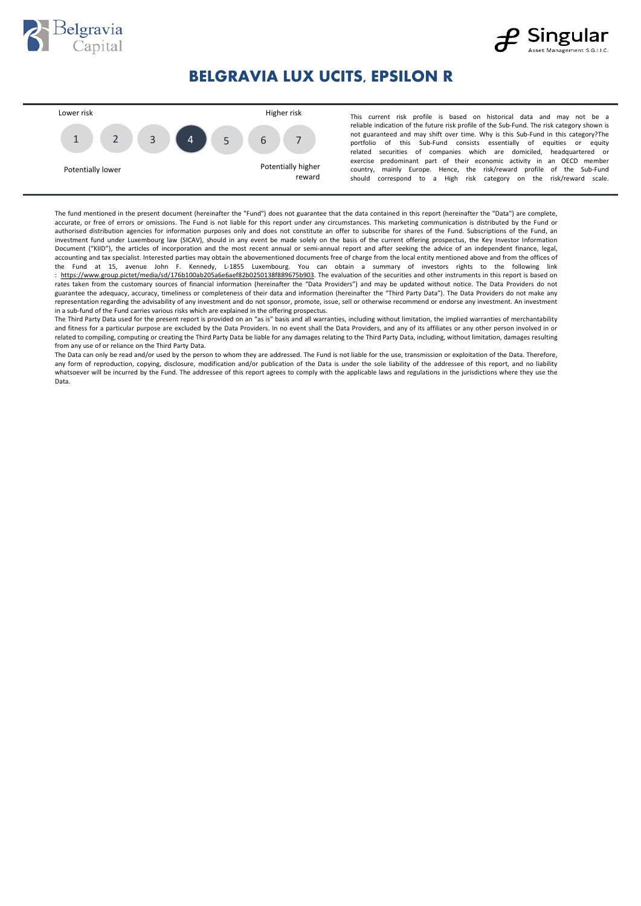# BELGRAVIA LUX UCITS, EPSILON R

Lower risk

Higher risk

1 2 3 4 5 6 7

Potentially lower

Potentially higher reward

This current risk profile is based on historical data and may not be a reliable indication of the future risk profile of the Sub-Fund. The risk category shown is not guaranteed and may shift over time. Why is this Sub-Fund in this category?The portfolio of this Sub-Fund consists essentially of equities or equity related securities of companies which are domiciled, headquartered or exercise predominant part of their economic activity in an OECD member country, mainly Europe. Hence, the risk/reward profile of the Sub-Fund should correspond to a High risk category on the risk/reward scale.

The fund mentioned in the present document (hereinafter the "Fund") does not guarantee that the data contained in this report (hereinafter the "Data") are complete, accurate, or free of errors or omissions. The Fund is not liable for this report under any circumstances. This marketing communication is distributed by the Fund or authorised distribution agencies for information purposes only and does not constitute an offer to subscribe for shares of the Fund. Subscriptions of the Fund, an investment fund under Luxembourg law (SICAV), should in any event be made solely on the basis of the current offering prospectus, the Key Investor Information Document ("KIID"), the articles of incorporation and the most recent annual or semi-annual report and after seeking the advice of an independent finance, legal, accounting and tax specialist. Interested parties may obtain the abovementioned documents free of charge from the local entity mentioned above and from the offices of the Fund at 15, avenue John F. Kennedy, L-1855 Luxembourg. You can obtain a summary of investors rights to the following link : https://www.group.pictet/media/sd/176b100ab205a6e6aef82b0250138f889675b903. The evaluation of the securities and other instruments in this report is based on rates taken from the customary sources of financial information (hereinafter the "Data Providers") and may be updated without notice. The Data Providers do not guarantee the adequacy, accuracy, timeliness or completeness of their data and information (hereinafter the "Third Party Data"). The Data Providers do not make any representation regarding the advisability of any investment and do not sponsor, promote, issue, sell or otherwise recommend or endorse any investment. An investment in a sub-fund of the Fund carries various risks which are explained in the offering prospectus.

The Third Party Data used for the present report is provided on an "as is" basis and all warranties, including without limitation, the implied warranties of merchantability and fitness for a particular purpose are excluded by the Data Providers. In no event shall the Data Providers, and any of its affiliates or any other person involved in or related to compiling, computing or creating the Third Party Data be liable for any damages relating to the Third Party Data, including, without limitation, damages resulting from any use of or reliance on the Third Party Data.

The Data can only be read and/or used by the person to whom they are addressed. The Fund is not liable for the use, transmission or exploitation of the Data. Therefore, any form of reproduction, copying, disclosure, modification and/or publication of the Data is under the sole liability of the addressee of this report, and no liability whatsoever will be incurred by the Fund. The addressee of this report agrees to comply with the applicable laws and regulations in the jurisdictions where they use the Data.